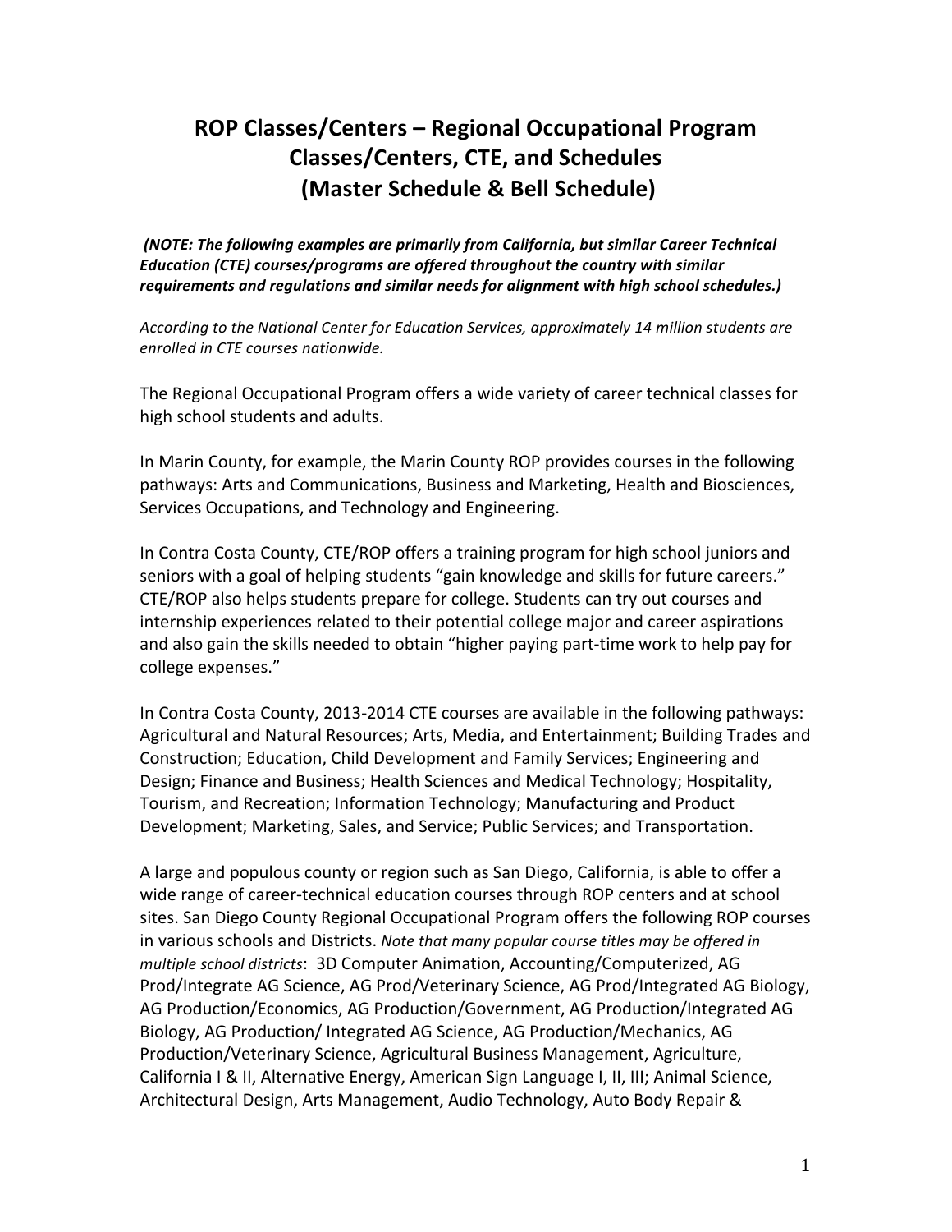# ROP Classes/Centers – Regional Occupational Program Classes/Centers, CTE, and Schedules (Master Schedule & Bell Schedule)

***(NOTE: The following examples are primarily from California, but similar Career Technical Education (CTE) courses/programs are offered throughout the country with similar requirements and regulations and similar needs for alignment with high school schedules.)***

*According to the National Center for Education Services, approximately 14 million students are enrolled in CTE courses nationwide.*

The Regional Occupational Program offers a wide variety of career technical classes for high school students and adults.

In Marin County, for example, the Marin County ROP provides courses in the following pathways: Arts and Communications, Business and Marketing, Health and Biosciences, Services Occupations, and Technology and Engineering.

In Contra Costa County, CTE/ROP offers a training program for high school juniors and seniors with a goal of helping students "gain knowledge and skills for future careers." CTE/ROP also helps students prepare for college. Students can try out courses and internship experiences related to their potential college major and career aspirations and also gain the skills needed to obtain "higher paying part-time work to help pay for college expenses."

In Contra Costa County, 2013-2014 CTE courses are available in the following pathways: Agricultural and Natural Resources; Arts, Media, and Entertainment; Building Trades and Construction; Education, Child Development and Family Services; Engineering and Design; Finance and Business; Health Sciences and Medical Technology; Hospitality, Tourism, and Recreation; Information Technology; Manufacturing and Product Development; Marketing, Sales, and Service; Public Services; and Transportation.

A large and populous county or region such as San Diego, California, is able to offer a wide range of career-technical education courses through ROP centers and at school sites. San Diego County Regional Occupational Program offers the following ROP courses in various schools and Districts. *Note that many popular course titles may be offered in multiple school districts*: 3D Computer Animation, Accounting/Computerized, AG Prod/Integrate AG Science, AG Prod/Veterinary Science, AG Prod/Integrated AG Biology, AG Production/Economics, AG Production/Government, AG Production/Integrated AG Biology, AG Production/ Integrated AG Science, AG Production/Mechanics, AG Production/Veterinary Science, Agricultural Business Management, Agriculture, California I & II, Alternative Energy, American Sign Language I, II, III; Animal Science, Architectural Design, Arts Management, Audio Technology, Auto Body Repair &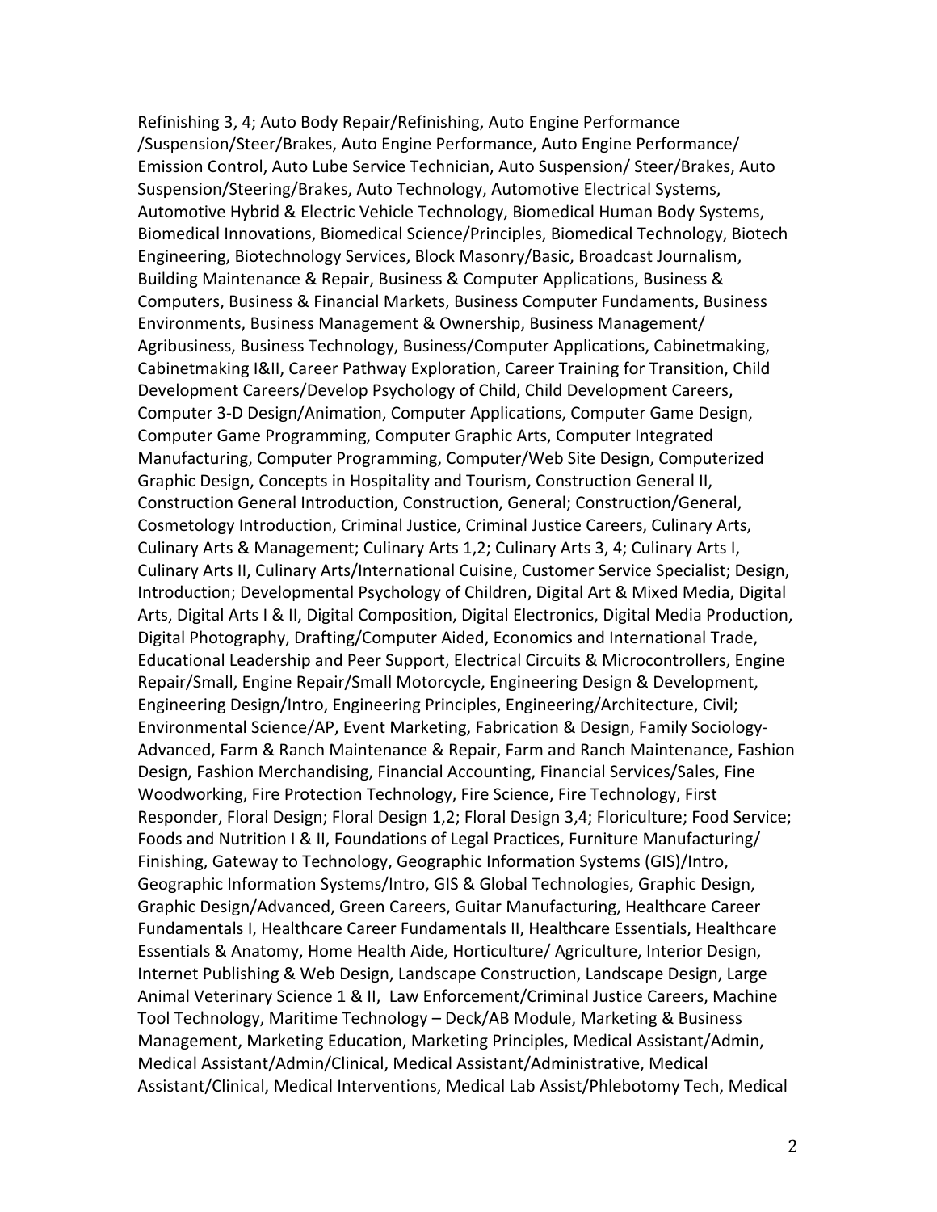Refinishing 3, 4; Auto Body Repair/Refinishing, Auto Engine Performance /Suspension/Steer/Brakes, Auto Engine Performance, Auto Engine Performance/ Emission Control, Auto Lube Service Technician, Auto Suspension/ Steer/Brakes, Auto Suspension/Steering/Brakes, Auto Technology, Automotive Electrical Systems, Automotive Hybrid & Electric Vehicle Technology, Biomedical Human Body Systems, Biomedical Innovations, Biomedical Science/Principles, Biomedical Technology, Biotech Engineering, Biotechnology Services, Block Masonry/Basic, Broadcast Journalism, Building Maintenance & Repair, Business & Computer Applications, Business & Computers, Business & Financial Markets, Business Computer Fundaments, Business Environments, Business Management & Ownership, Business Management/ Agribusiness, Business Technology, Business/Computer Applications, Cabinetmaking, Cabinetmaking I&II, Career Pathway Exploration, Career Training for Transition, Child Development Careers/Develop Psychology of Child, Child Development Careers, Computer 3-D Design/Animation, Computer Applications, Computer Game Design, Computer Game Programming, Computer Graphic Arts, Computer Integrated Manufacturing, Computer Programming, Computer/Web Site Design, Computerized Graphic Design, Concepts in Hospitality and Tourism, Construction General II, Construction General Introduction, Construction, General; Construction/General, Cosmetology Introduction, Criminal Justice, Criminal Justice Careers, Culinary Arts, Culinary Arts & Management; Culinary Arts 1,2; Culinary Arts 3, 4; Culinary Arts I, Culinary Arts II, Culinary Arts/International Cuisine, Customer Service Specialist; Design, Introduction; Developmental Psychology of Children, Digital Art & Mixed Media, Digital Arts, Digital Arts I & II, Digital Composition, Digital Electronics, Digital Media Production, Digital Photography, Drafting/Computer Aided, Economics and International Trade, Educational Leadership and Peer Support, Electrical Circuits & Microcontrollers, Engine Repair/Small, Engine Repair/Small Motorcycle, Engineering Design & Development, Engineering Design/Intro, Engineering Principles, Engineering/Architecture, Civil; Environmental Science/AP, Event Marketing, Fabrication & Design, Family Sociology-Advanced, Farm & Ranch Maintenance & Repair, Farm and Ranch Maintenance, Fashion Design, Fashion Merchandising, Financial Accounting, Financial Services/Sales, Fine Woodworking, Fire Protection Technology, Fire Science, Fire Technology, First Responder, Floral Design; Floral Design 1,2; Floral Design 3,4; Floriculture; Food Service; Foods and Nutrition I & II, Foundations of Legal Practices, Furniture Manufacturing/ Finishing, Gateway to Technology, Geographic Information Systems (GIS)/Intro, Geographic Information Systems/Intro, GIS & Global Technologies, Graphic Design, Graphic Design/Advanced, Green Careers, Guitar Manufacturing, Healthcare Career Fundamentals I, Healthcare Career Fundamentals II, Healthcare Essentials, Healthcare Essentials & Anatomy, Home Health Aide, Horticulture/ Agriculture, Interior Design, Internet Publishing & Web Design, Landscape Construction, Landscape Design, Large Animal Veterinary Science 1 & II, Law Enforcement/Criminal Justice Careers, Machine Tool Technology, Maritime Technology – Deck/AB Module, Marketing & Business Management, Marketing Education, Marketing Principles, Medical Assistant/Admin, Medical Assistant/Admin/Clinical, Medical Assistant/Administrative, Medical Assistant/Clinical, Medical Interventions, Medical Lab Assist/Phlebotomy Tech, Medical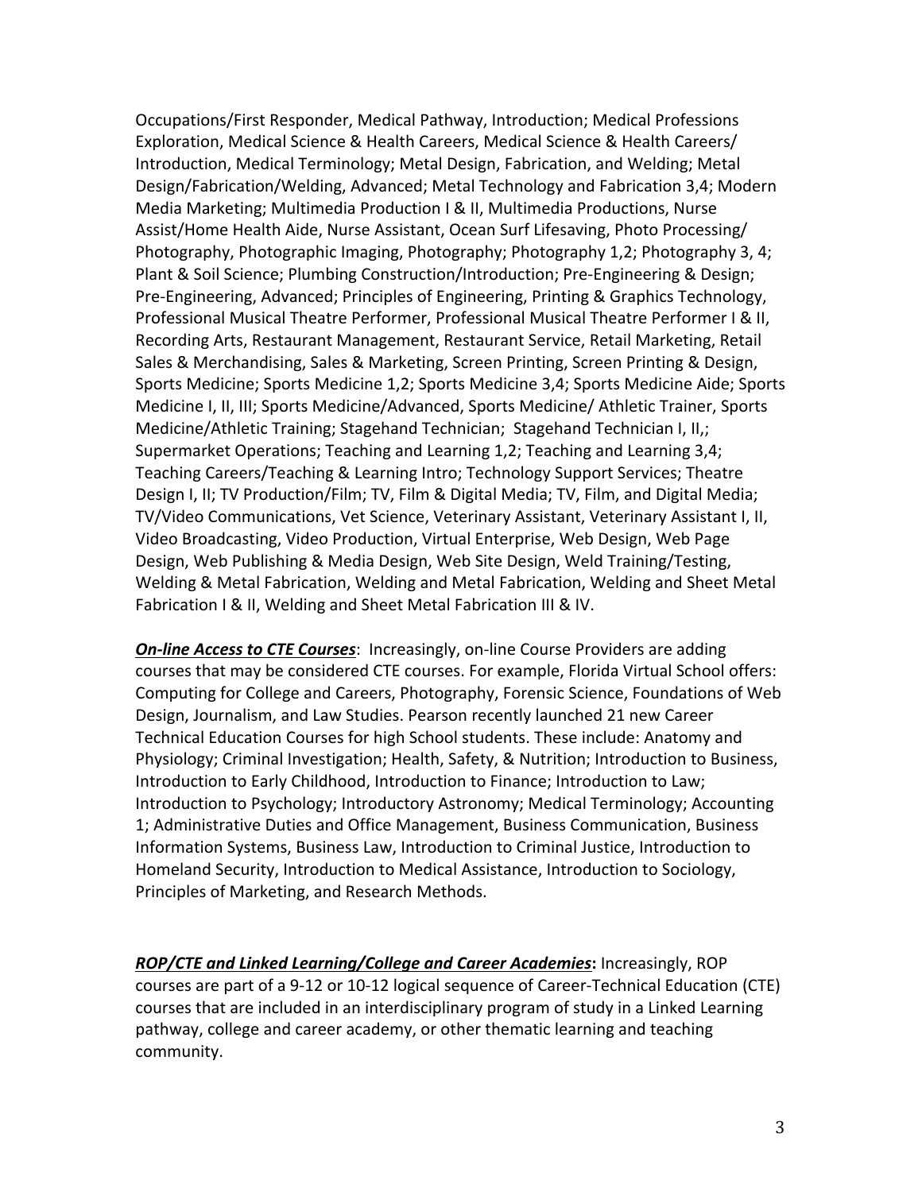Occupations/First Responder, Medical Pathway, Introduction; Medical Professions Exploration, Medical Science & Health Careers, Medical Science & Health Careers/ Introduction, Medical Terminology; Metal Design, Fabrication, and Welding; Metal Design/Fabrication/Welding, Advanced; Metal Technology and Fabrication 3,4; Modern Media Marketing; Multimedia Production I & II, Multimedia Productions, Nurse Assist/Home Health Aide, Nurse Assistant, Ocean Surf Lifesaving, Photo Processing/ Photography, Photographic Imaging, Photography; Photography 1,2; Photography 3, 4; Plant & Soil Science; Plumbing Construction/Introduction; Pre-Engineering & Design; Pre-Engineering, Advanced; Principles of Engineering, Printing & Graphics Technology, Professional Musical Theatre Performer, Professional Musical Theatre Performer I & II, Recording Arts, Restaurant Management, Restaurant Service, Retail Marketing, Retail Sales & Merchandising, Sales & Marketing, Screen Printing, Screen Printing & Design, Sports Medicine; Sports Medicine 1,2; Sports Medicine 3,4; Sports Medicine Aide; Sports Medicine I, II, III; Sports Medicine/Advanced, Sports Medicine/ Athletic Trainer, Sports Medicine/Athletic Training; Stagehand Technician; Stagehand Technician I, II,; Supermarket Operations; Teaching and Learning 1,2; Teaching and Learning 3,4; Teaching Careers/Teaching & Learning Intro; Technology Support Services; Theatre Design I, II; TV Production/Film; TV, Film & Digital Media; TV, Film, and Digital Media; TV/Video Communications, Vet Science, Veterinary Assistant, Veterinary Assistant I, II, Video Broadcasting, Video Production, Virtual Enterprise, Web Design, Web Page Design, Web Publishing & Media Design, Web Site Design, Weld Training/Testing, Welding & Metal Fabrication, Welding and Metal Fabrication, Welding and Sheet Metal Fabrication I & II, Welding and Sheet Metal Fabrication III & IV.

***On-line Access to CTE Courses***: Increasingly, on-line Course Providers are adding courses that may be considered CTE courses. For example, Florida Virtual School offers: Computing for College and Careers, Photography, Forensic Science, Foundations of Web Design, Journalism, and Law Studies. Pearson recently launched 21 new Career Technical Education Courses for high School students. These include: Anatomy and Physiology; Criminal Investigation; Health, Safety, & Nutrition; Introduction to Business, Introduction to Early Childhood, Introduction to Finance; Introduction to Law; Introduction to Psychology; Introductory Astronomy; Medical Terminology; Accounting 1; Administrative Duties and Office Management, Business Communication, Business Information Systems, Business Law, Introduction to Criminal Justice, Introduction to Homeland Security, Introduction to Medical Assistance, Introduction to Sociology, Principles of Marketing, and Research Methods.

***ROP/CTE and Linked Learning/College and Career Academies*****:** Increasingly, ROP courses are part of a 9-12 or 10-12 logical sequence of Career-Technical Education (CTE) courses that are included in an interdisciplinary program of study in a Linked Learning pathway, college and career academy, or other thematic learning and teaching community.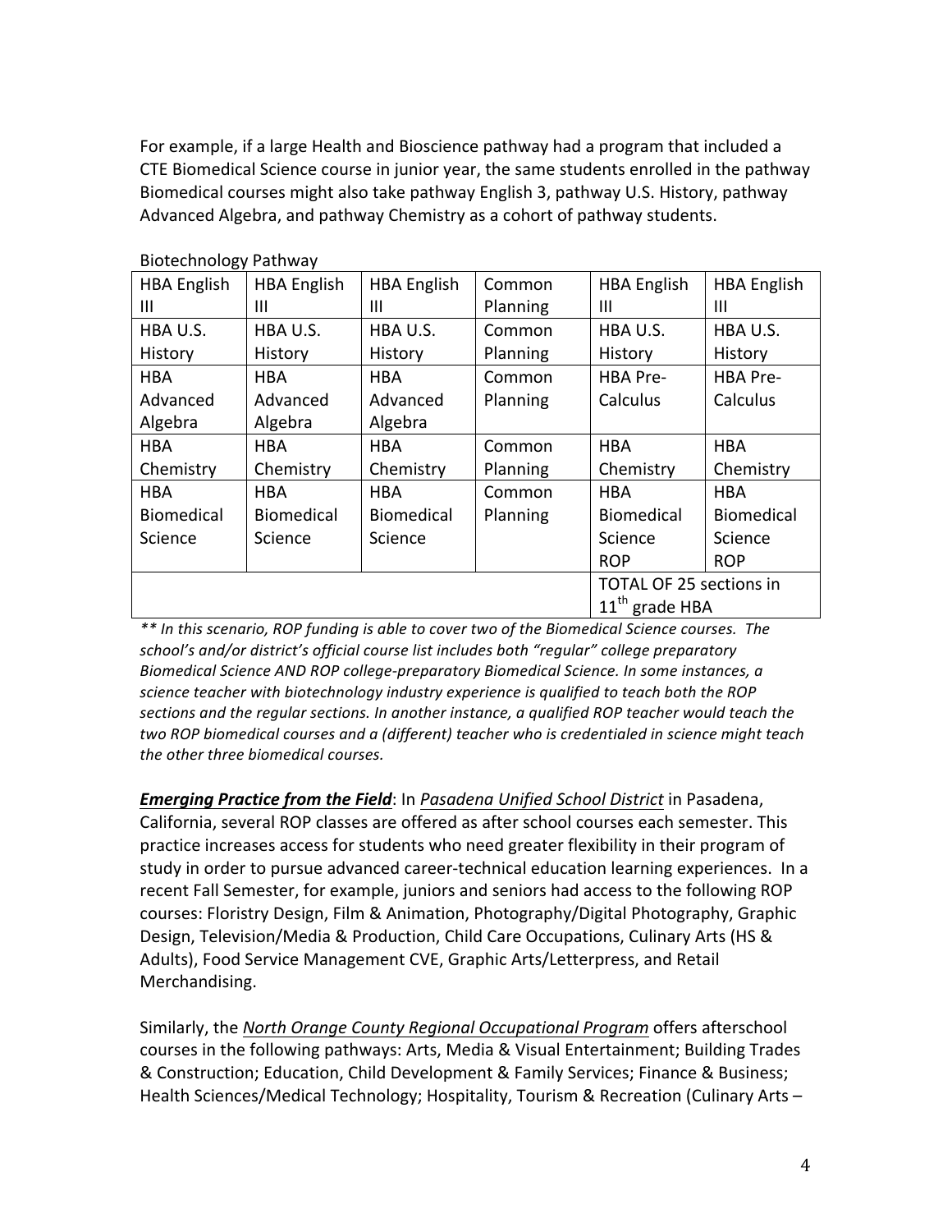For example, if a large Health and Bioscience pathway had a program that included a CTE Biomedical Science course in junior year, the same students enrolled in the pathway Biomedical courses might also take pathway English 3, pathway U.S. History, pathway Advanced Algebra, and pathway Chemistry as a cohort of pathway students.

Biotechnology Pathway

| | | | | | |
|---|---|---|---|---|---|
| HBA English III | HBA English III | HBA English III | Common Planning | HBA English III | HBA English III |
| HBA U.S. History | HBA U.S. History | HBA U.S. History | Common Planning | HBA U.S. History | HBA U.S. History |
| HBA Advanced Algebra | HBA Advanced Algebra | HBA Advanced Algebra | Common Planning | HBA Pre-Calculus | HBA Pre-Calculus |
| HBA Chemistry | HBA Chemistry | HBA Chemistry | Common Planning | HBA Chemistry | HBA Chemistry |
| HBA Biomedical Science | HBA Biomedical Science | HBA Biomedical Science | Common Planning | HBA Biomedical Science ROP | HBA Biomedical Science ROP |
| | | | | TOTAL OF 25 sections in 11th grade HBA | |

*** In this scenario, ROP funding is able to cover two of the Biomedical Science courses. The school's and/or district's official course list includes both "regular" college preparatory Biomedical Science AND ROP college-preparatory Biomedical Science. In some instances, a science teacher with biotechnology industry experience is qualified to teach both the ROP sections and the regular sections. In another instance, a qualified ROP teacher would teach the two ROP biomedical courses and a (different) teacher who is credentialed in science might teach the other three biomedical courses.*

***Emerging Practice from the Field***: In *Pasadena Unified School District* in Pasadena, California, several ROP classes are offered as after school courses each semester. This practice increases access for students who need greater flexibility in their program of study in order to pursue advanced career-technical education learning experiences. In a recent Fall Semester, for example, juniors and seniors had access to the following ROP courses: Floristry Design, Film & Animation, Photography/Digital Photography, Graphic Design, Television/Media & Production, Child Care Occupations, Culinary Arts (HS & Adults), Food Service Management CVE, Graphic Arts/Letterpress, and Retail Merchandising.

Similarly, the *North Orange County Regional Occupational Program* offers afterschool courses in the following pathways: Arts, Media & Visual Entertainment; Building Trades & Construction; Education, Child Development & Family Services; Finance & Business; Health Sciences/Medical Technology; Hospitality, Tourism & Recreation (Culinary Arts –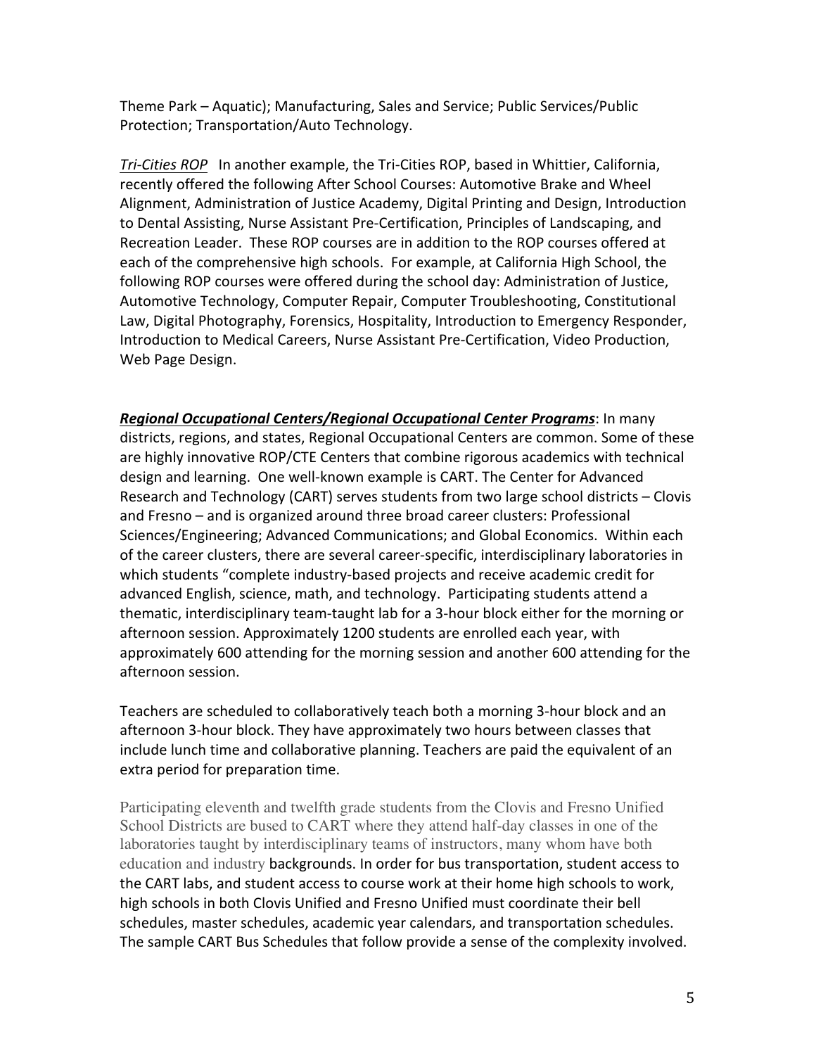Theme Park – Aquatic); Manufacturing, Sales and Service; Public Services/Public Protection; Transportation/Auto Technology.

*<u>Tri-Cities ROP</u>* In another example, the Tri-Cities ROP, based in Whittier, California, recently offered the following After School Courses: Automotive Brake and Wheel Alignment, Administration of Justice Academy, Digital Printing and Design, Introduction to Dental Assisting, Nurse Assistant Pre-Certification, Principles of Landscaping, and Recreation Leader. These ROP courses are in addition to the ROP courses offered at each of the comprehensive high schools. For example, at California High School, the following ROP courses were offered during the school day: Administration of Justice, Automotive Technology, Computer Repair, Computer Troubleshooting, Constitutional Law, Digital Photography, Forensics, Hospitality, Introduction to Emergency Responder, Introduction to Medical Careers, Nurse Assistant Pre-Certification, Video Production, Web Page Design.

***<u>Regional Occupational Centers/Regional Occupational Center Programs</u>***: In many districts, regions, and states, Regional Occupational Centers are common. Some of these are highly innovative ROP/CTE Centers that combine rigorous academics with technical design and learning. One well-known example is CART. The Center for Advanced Research and Technology (CART) serves students from two large school districts – Clovis and Fresno – and is organized around three broad career clusters: Professional Sciences/Engineering; Advanced Communications; and Global Economics. Within each of the career clusters, there are several career-specific, interdisciplinary laboratories in which students "complete industry-based projects and receive academic credit for advanced English, science, math, and technology. Participating students attend a thematic, interdisciplinary team-taught lab for a 3-hour block either for the morning or afternoon session. Approximately 1200 students are enrolled each year, with approximately 600 attending for the morning session and another 600 attending for the afternoon session.

Teachers are scheduled to collaboratively teach both a morning 3-hour block and an afternoon 3-hour block. They have approximately two hours between classes that include lunch time and collaborative planning. Teachers are paid the equivalent of an extra period for preparation time.

Participating eleventh and twelfth grade students from the Clovis and Fresno Unified School Districts are bused to CART where they attend half-day classes in one of the laboratories taught by interdisciplinary teams of instructors, many whom have both education and industry backgrounds. In order for bus transportation, student access to the CART labs, and student access to course work at their home high schools to work, high schools in both Clovis Unified and Fresno Unified must coordinate their bell schedules, master schedules, academic year calendars, and transportation schedules. The sample CART Bus Schedules that follow provide a sense of the complexity involved.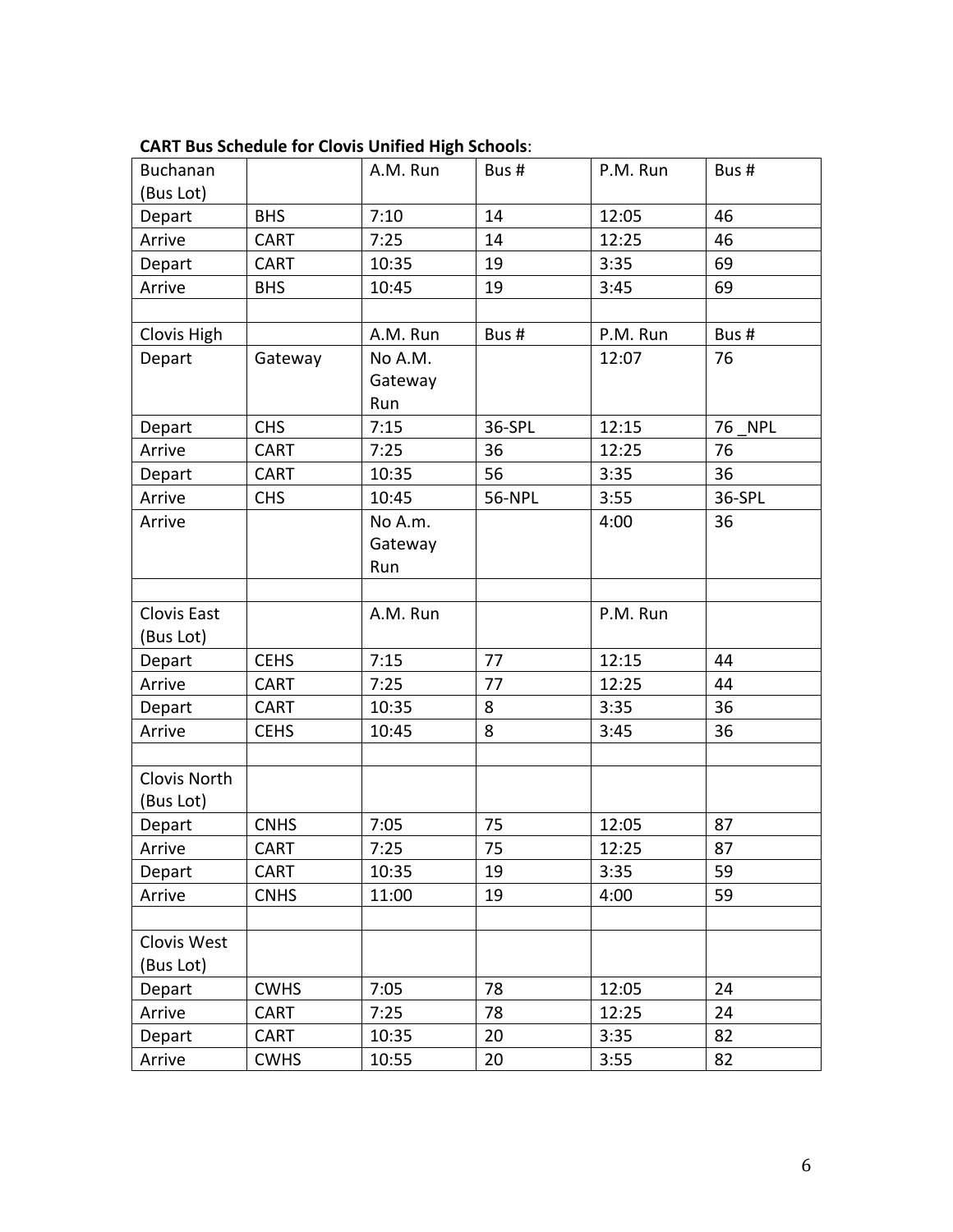**CART Bus Schedule for Clovis Unified High Schools**:

| Buchanan (Bus Lot) | | A.M. Run | Bus # | P.M. Run | Bus # |
|---|---|---|---|---|---|
| Depart | BHS | 7:10 | 14 | 12:05 | 46 |
| Arrive | CART | 7:25 | 14 | 12:25 | 46 |
| Depart | CART | 10:35 | 19 | 3:35 | 69 |
| Arrive | BHS | 10:45 | 19 | 3:45 | 69 |
| | | | | | |
| Clovis High | | A.M. Run | Bus # | P.M. Run | Bus # |
| Depart | Gateway | No A.M. Gateway Run | | 12:07 | 76 |
| Depart | CHS | 7:15 | 36-SPL | 12:15 | 76 _NPL |
| Arrive | CART | 7:25 | 36 | 12:25 | 76 |
| Depart | CART | 10:35 | 56 | 3:35 | 36 |
| Arrive | CHS | 10:45 | 56-NPL | 3:55 | 36-SPL |
| Arrive | | No A.m. Gateway Run | | 4:00 | 36 |
| | | | | | |
| Clovis East (Bus Lot) | | A.M. Run | | P.M. Run | |
| Depart | CEHS | 7:15 | 77 | 12:15 | 44 |
| Arrive | CART | 7:25 | 77 | 12:25 | 44 |
| Depart | CART | 10:35 | 8 | 3:35 | 36 |
| Arrive | CEHS | 10:45 | 8 | 3:45 | 36 |
| | | | | | |
| Clovis North (Bus Lot) | | | | | |
| Depart | CNHS | 7:05 | 75 | 12:05 | 87 |
| Arrive | CART | 7:25 | 75 | 12:25 | 87 |
| Depart | CART | 10:35 | 19 | 3:35 | 59 |
| Arrive | CNHS | 11:00 | 19 | 4:00 | 59 |
| | | | | | |
| Clovis West (Bus Lot) | | | | | |
| Depart | CWHS | 7:05 | 78 | 12:05 | 24 |
| Arrive | CART | 7:25 | 78 | 12:25 | 24 |
| Depart | CART | 10:35 | 20 | 3:35 | 82 |
| Arrive | CWHS | 10:55 | 20 | 3:55 | 82 |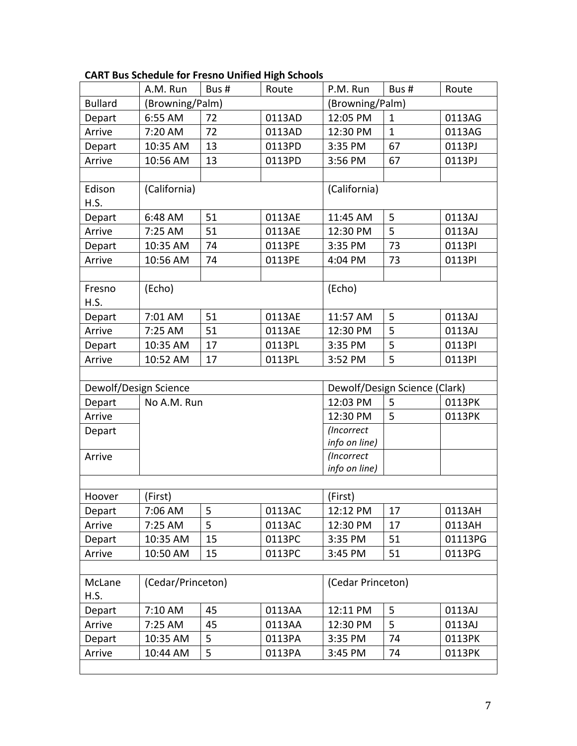**CART Bus Schedule for Fresno Unified High Schools**

| | A.M. Run | Bus # | Route | P.M. Run | Bus # | Route |
|---|---|---|---|---|---|---|
| Bullard | (Browning/Palm) | | | (Browning/Palm) | | |
| Depart | 6:55 AM | 72 | 0113AD | 12:05 PM | 1 | 0113AG |
| Arrive | 7:20 AM | 72 | 0113AD | 12:30 PM | 1 | 0113AG |
| Depart | 10:35 AM | 13 | 0113PD | 3:35 PM | 67 | 0113PJ |
| Arrive | 10:56 AM | 13 | 0113PD | 3:56 PM | 67 | 0113PJ |
| | | | | | | |
| Edison H.S. | (California) | | | (California) | | |
| Depart | 6:48 AM | 51 | 0113AE | 11:45 AM | 5 | 0113AJ |
| Arrive | 7:25 AM | 51 | 0113AE | 12:30 PM | 5 | 0113AJ |
| Depart | 10:35 AM | 74 | 0113PE | 3:35 PM | 73 | 0113PI |
| Arrive | 10:56 AM | 74 | 0113PE | 4:04 PM | 73 | 0113PI |
| | | | | | | |
| Fresno H.S. | (Echo) | | | (Echo) | | |
| Depart | 7:01 AM | 51 | 0113AE | 11:57 AM | 5 | 0113AJ |
| Arrive | 7:25 AM | 51 | 0113AE | 12:30 PM | 5 | 0113AJ |
| Depart | 10:35 AM | 17 | 0113PL | 3:35 PM | 5 | 0113PI |
| Arrive | 10:52 AM | 17 | 0113PL | 3:52 PM | 5 | 0113PI |
| | | | | | | |
| Dewolf/Design Science | | | | Dewolf/Design Science (Clark) | | |
| Depart | No A.M. Run | | | 12:03 PM | 5 | 0113PK |
| Arrive | | | | 12:30 PM | 5 | 0113PK |
| Depart | | | | *(Incorrect info on line)* | | |
| Arrive | | | | *(Incorrect info on line)* | | |
| | | | | | | |
| Hoover | (First) | | | (First) | | |
| Depart | 7:06 AM | 5 | 0113AC | 12:12 PM | 17 | 0113AH |
| Arrive | 7:25 AM | 5 | 0113AC | 12:30 PM | 17 | 0113AH |
| Depart | 10:35 AM | 15 | 0113PC | 3:35 PM | 51 | 01113PG |
| Arrive | 10:50 AM | 15 | 0113PC | 3:45 PM | 51 | 0113PG |
| | | | | | | |
| McLane H.S. | (Cedar/Princeton) | | | (Cedar Princeton) | | |
| Depart | 7:10 AM | 45 | 0113AA | 12:11 PM | 5 | 0113AJ |
| Arrive | 7:25 AM | 45 | 0113AA | 12:30 PM | 5 | 0113AJ |
| Depart | 10:35 AM | 5 | 0113PA | 3:35 PM | 74 | 0113PK |
| Arrive | 10:44 AM | 5 | 0113PA | 3:45 PM | 74 | 0113PK |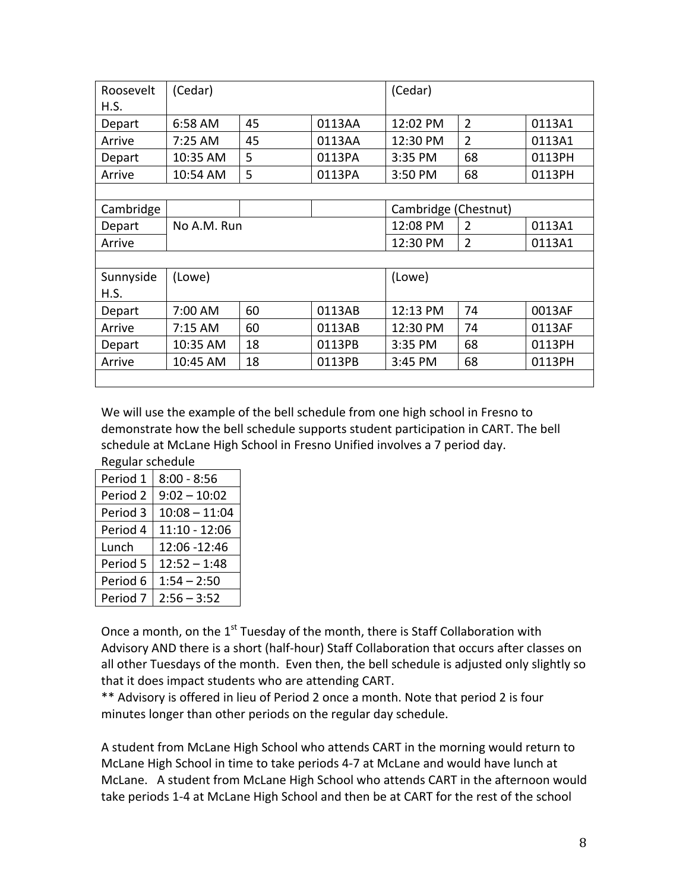| Roosevelt H.S. | (Cedar) | | | (Cedar) | | |
|---|---|---|---|---|---|---|
| Depart | 6:58 AM | 45 | 0113AA | 12:02 PM | 2 | 0113A1 |
| Arrive | 7:25 AM | 45 | 0113AA | 12:30 PM | 2 | 0113A1 |
| Depart | 10:35 AM | 5 | 0113PA | 3:35 PM | 68 | 0113PH |
| Arrive | 10:54 AM | 5 | 0113PA | 3:50 PM | 68 | 0113PH |
| | | | | | | |
| Cambridge | | | | Cambridge (Chestnut) | | |
| Depart | No A.M. Run | | | 12:08 PM | 2 | 0113A1 |
| Arrive | | | | 12:30 PM | 2 | 0113A1 |
| | | | | | | |
| Sunnyside H.S. | (Lowe) | | | (Lowe) | | |
| Depart | 7:00 AM | 60 | 0113AB | 12:13 PM | 74 | 0013AF |
| Arrive | 7:15 AM | 60 | 0113AB | 12:30 PM | 74 | 0113AF |
| Depart | 10:35 AM | 18 | 0113PB | 3:35 PM | 68 | 0113PH |
| Arrive | 10:45 AM | 18 | 0113PB | 3:45 PM | 68 | 0113PH |

We will use the example of the bell schedule from one high school in Fresno to demonstrate how the bell schedule supports student participation in CART. The bell schedule at McLane High School in Fresno Unified involves a 7 period day.

Regular schedule

| Period 1 | 8:00 - 8:56 |
|---|---|
| Period 2 | 9:02 – 10:02 |
| Period 3 | 10:08 – 11:04 |
| Period 4 | 11:10 - 12:06 |
| Lunch | 12:06 -12:46 |
| Period 5 | 12:52 – 1:48 |
| Period 6 | 1:54 – 2:50 |
| Period 7 | 2:56 – 3:52 |

Once a month, on the 1st Tuesday of the month, there is Staff Collaboration with Advisory AND there is a short (half-hour) Staff Collaboration that occurs after classes on all other Tuesdays of the month. Even then, the bell schedule is adjusted only slightly so that it does impact students who are attending CART.

** Advisory is offered in lieu of Period 2 once a month. Note that period 2 is four minutes longer than other periods on the regular day schedule.

A student from McLane High School who attends CART in the morning would return to McLane High School in time to take periods 4-7 at McLane and would have lunch at McLane. A student from McLane High School who attends CART in the afternoon would take periods 1-4 at McLane High School and then be at CART for the rest of the school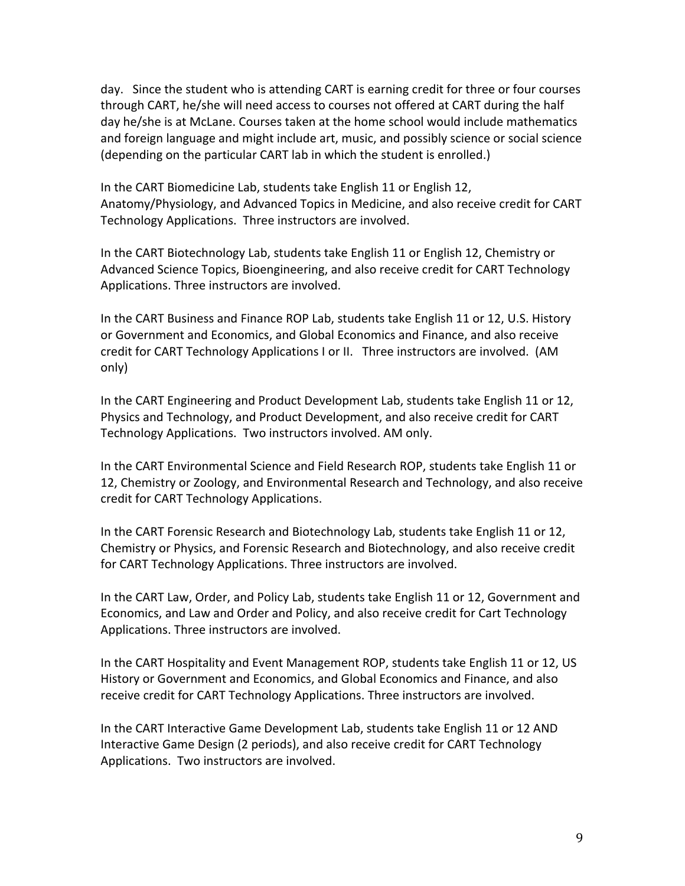day.  Since the student who is attending CART is earning credit for three or four courses through CART, he/she will need access to courses not offered at CART during the half day he/she is at McLane. Courses taken at the home school would include mathematics and foreign language and might include art, music, and possibly science or social science (depending on the particular CART lab in which the student is enrolled.)

In the CART Biomedicine Lab, students take English 11 or English 12, Anatomy/Physiology, and Advanced Topics in Medicine, and also receive credit for CART Technology Applications.  Three instructors are involved.

In the CART Biotechnology Lab, students take English 11 or English 12, Chemistry or Advanced Science Topics, Bioengineering, and also receive credit for CART Technology Applications. Three instructors are involved.

In the CART Business and Finance ROP Lab, students take English 11 or 12, U.S. History or Government and Economics, and Global Economics and Finance, and also receive credit for CART Technology Applications I or II.  Three instructors are involved.  (AM only)

In the CART Engineering and Product Development Lab, students take English 11 or 12, Physics and Technology, and Product Development, and also receive credit for CART Technology Applications.  Two instructors involved. AM only.

In the CART Environmental Science and Field Research ROP, students take English 11 or 12, Chemistry or Zoology, and Environmental Research and Technology, and also receive credit for CART Technology Applications.

In the CART Forensic Research and Biotechnology Lab, students take English 11 or 12, Chemistry or Physics, and Forensic Research and Biotechnology, and also receive credit for CART Technology Applications. Three instructors are involved.

In the CART Law, Order, and Policy Lab, students take English 11 or 12, Government and Economics, and Law and Order and Policy, and also receive credit for Cart Technology Applications. Three instructors are involved.

In the CART Hospitality and Event Management ROP, students take English 11 or 12, US History or Government and Economics, and Global Economics and Finance, and also receive credit for CART Technology Applications. Three instructors are involved.

In the CART Interactive Game Development Lab, students take English 11 or 12 AND Interactive Game Design (2 periods), and also receive credit for CART Technology Applications.  Two instructors are involved.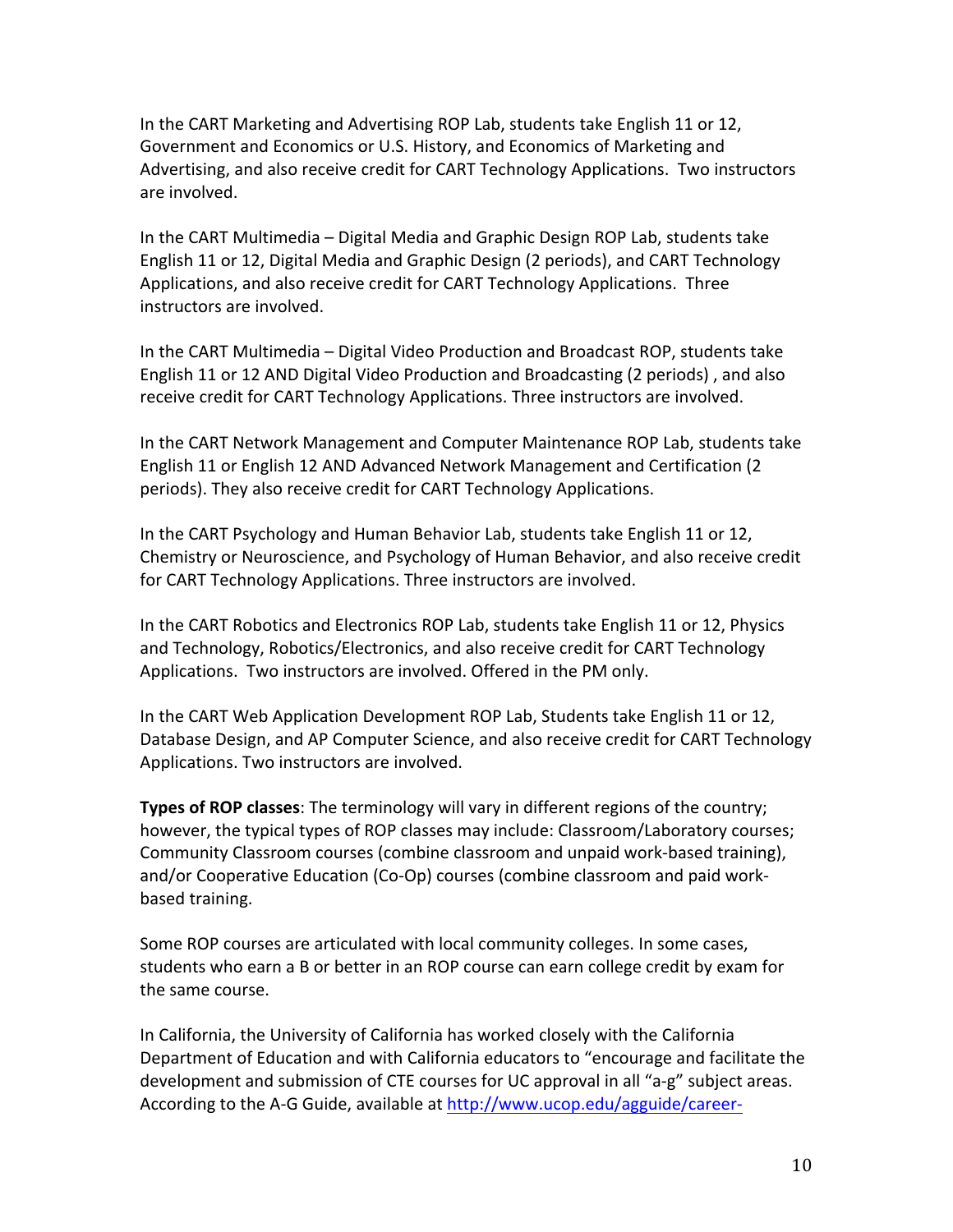In the CART Marketing and Advertising ROP Lab, students take English 11 or 12, Government and Economics or U.S. History, and Economics of Marketing and Advertising, and also receive credit for CART Technology Applications. Two instructors are involved.

In the CART Multimedia – Digital Media and Graphic Design ROP Lab, students take English 11 or 12, Digital Media and Graphic Design (2 periods), and CART Technology Applications, and also receive credit for CART Technology Applications. Three instructors are involved.

In the CART Multimedia – Digital Video Production and Broadcast ROP, students take English 11 or 12 AND Digital Video Production and Broadcasting (2 periods) , and also receive credit for CART Technology Applications. Three instructors are involved.

In the CART Network Management and Computer Maintenance ROP Lab, students take English 11 or English 12 AND Advanced Network Management and Certification (2 periods). They also receive credit for CART Technology Applications.

In the CART Psychology and Human Behavior Lab, students take English 11 or 12, Chemistry or Neuroscience, and Psychology of Human Behavior, and also receive credit for CART Technology Applications. Three instructors are involved.

In the CART Robotics and Electronics ROP Lab, students take English 11 or 12, Physics and Technology, Robotics/Electronics, and also receive credit for CART Technology Applications. Two instructors are involved. Offered in the PM only.

In the CART Web Application Development ROP Lab, Students take English 11 or 12, Database Design, and AP Computer Science, and receive credit for CART Technology Applications. Two instructors are involved.

**Types of ROP classes**: The terminology will vary in different regions of the country; however, the typical types of ROP classes may include: Classroom/Laboratory courses; Community Classroom courses (combine classroom and unpaid work-based training), and/or Cooperative Education (Co-Op) courses (combine classroom and paid work-based training.

Some ROP courses are articulated with local community colleges. In some cases, students who earn a B or better in an ROP course can earn college credit by exam for the same course.

In California, the University of California has worked closely with the California Department of Education and with California educators to "encourage and facilitate the development and submission of CTE courses for UC approval in all "a-g" subject areas. According to the A-G Guide, available at http://www.ucop.edu/agguide/career-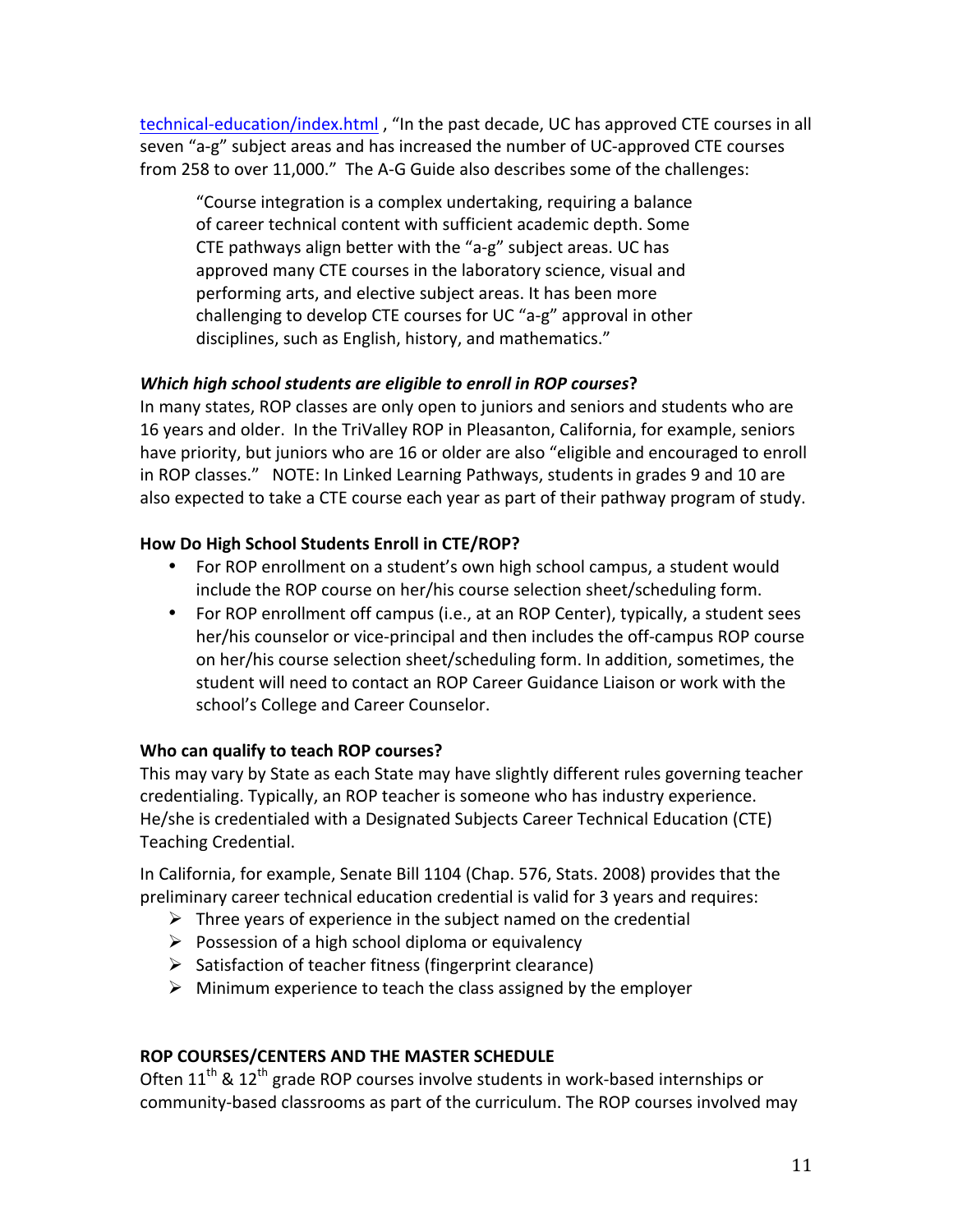technical-education/index.html , "In the past decade, UC has approved CTE courses in all seven "a-g" subject areas and has increased the number of UC-approved CTE courses from 258 to over 11,000." The A-G Guide also describes some of the challenges:

> "Course integration is a complex undertaking, requiring a balance of career technical content with sufficient academic depth. Some CTE pathways align better with the "a-g" subject areas. UC has approved many CTE courses in the laboratory science, visual and performing arts, and elective subject areas. It has been more challenging to develop CTE courses for UC "a-g" approval in other disciplines, such as English, history, and mathematics."

***Which high school students are eligible to enroll in ROP courses*?**

In many states, ROP classes are only open to juniors and seniors and students who are 16 years and older. In the TriValley ROP in Pleasanton, California, for example, seniors have priority, but juniors who are 16 or older are also "eligible and encouraged to enroll in ROP classes." NOTE: In Linked Learning Pathways, students in grades 9 and 10 are also expected to take a CTE course each year as part of their pathway program of study.

**How Do High School Students Enroll in CTE/ROP?**

- For ROP enrollment on a student's own high school campus, a student would include the ROP course on her/his course selection sheet/scheduling form.
- For ROP enrollment off campus (i.e., at an ROP Center), typically, a student sees her/his counselor or vice-principal and then includes the off-campus ROP course on her/his course selection sheet/scheduling form. In addition, sometimes, the student will need to contact an ROP Career Guidance Liaison or work with the school's College and Career Counselor.

**Who can qualify to teach ROP courses?**

This may vary by State as each State may have slightly different rules governing teacher credentialing. Typically, an ROP teacher is someone who has industry experience. He/she is credentialed with a Designated Subjects Career Technical Education (CTE) Teaching Credential.

In California, for example, Senate Bill 1104 (Chap. 576, Stats. 2008) provides that the preliminary career technical education credential is valid for 3 years and requires:

- Three years of experience in the subject named on the credential
- Possession of a high school diploma or equivalency
- Satisfaction of teacher fitness (fingerprint clearance)
- Minimum experience to teach the class assigned by the employer

**ROP COURSES/CENTERS AND THE MASTER SCHEDULE**

Often 11th & 12th grade ROP courses involve students in work-based internships or community-based classrooms as part of the curriculum. The ROP courses involved may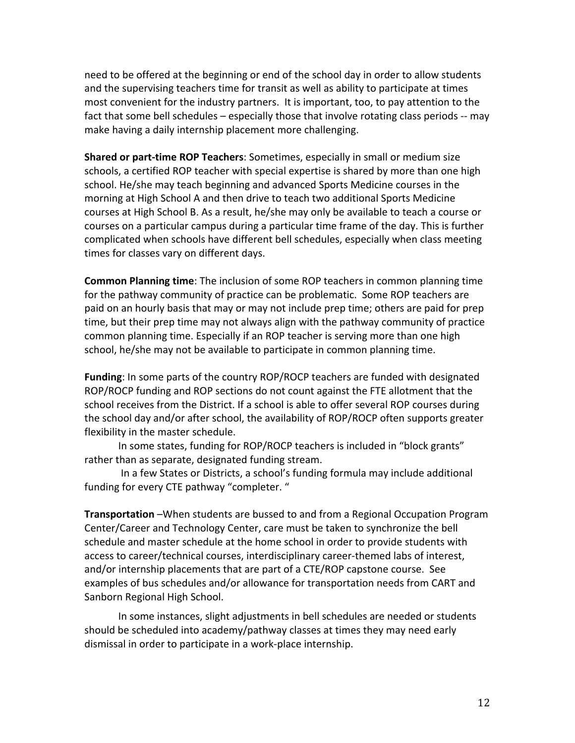need to be offered at the beginning or end of the school day in order to allow students and the supervising teachers time for transit as well as ability to participate at times most convenient for the industry partners. It is important, too, to pay attention to the fact that some bell schedules – especially those that involve rotating class periods -- may make having a daily internship placement more challenging.

**Shared or part-time ROP Teachers**: Sometimes, especially in small or medium size schools, a certified ROP teacher with special expertise is shared by more than one high school. He/she may teach beginning and advanced Sports Medicine courses in the morning at High School A and then drive to teach two additional Sports Medicine courses at High School B. As a result, he/she may only be available to teach a course or courses on a particular campus during a particular time frame of the day. This is further complicated when schools have different bell schedules, especially when class meeting times for classes vary on different days.

**Common Planning time**: The inclusion of some ROP teachers in common planning time for the pathway community of practice can be problematic. Some ROP teachers are paid on an hourly basis that may or may not include prep time; others are paid for prep time, but their prep time may not always align with the pathway community of practice common planning time. Especially if an ROP teacher is serving more than one high school, he/she may not be available to participate in common planning time.

**Funding**: In some parts of the country ROP/ROCP teachers are funded with designated ROP/ROCP funding and ROP sections do not count against the FTE allotment that the school receives from the District. If a school is able to offer several ROP courses during the school day and/or after school, the availability of ROP/ROCP often supports greater flexibility in the master schedule.

In some states, funding for ROP/ROCP teachers is included in "block grants" rather than as separate, designated funding stream.

In a few States or Districts, a school's funding formula may include additional funding for every CTE pathway "completer. "

**Transportation** –When students are bussed to and from a Regional Occupation Program Center/Career and Technology Center, care must be taken to synchronize the bell schedule and master schedule at the home school in order to provide students with access to career/technical courses, interdisciplinary career-themed labs of interest, and/or internship placements that are part of a CTE/ROP capstone course. See examples of bus schedules and/or allowance for transportation needs from CART and Sanborn Regional High School.

In some instances, slight adjustments in bell schedules are needed or students should be scheduled into academy/pathway classes at times they may need early dismissal in order to participate in a work-place internship.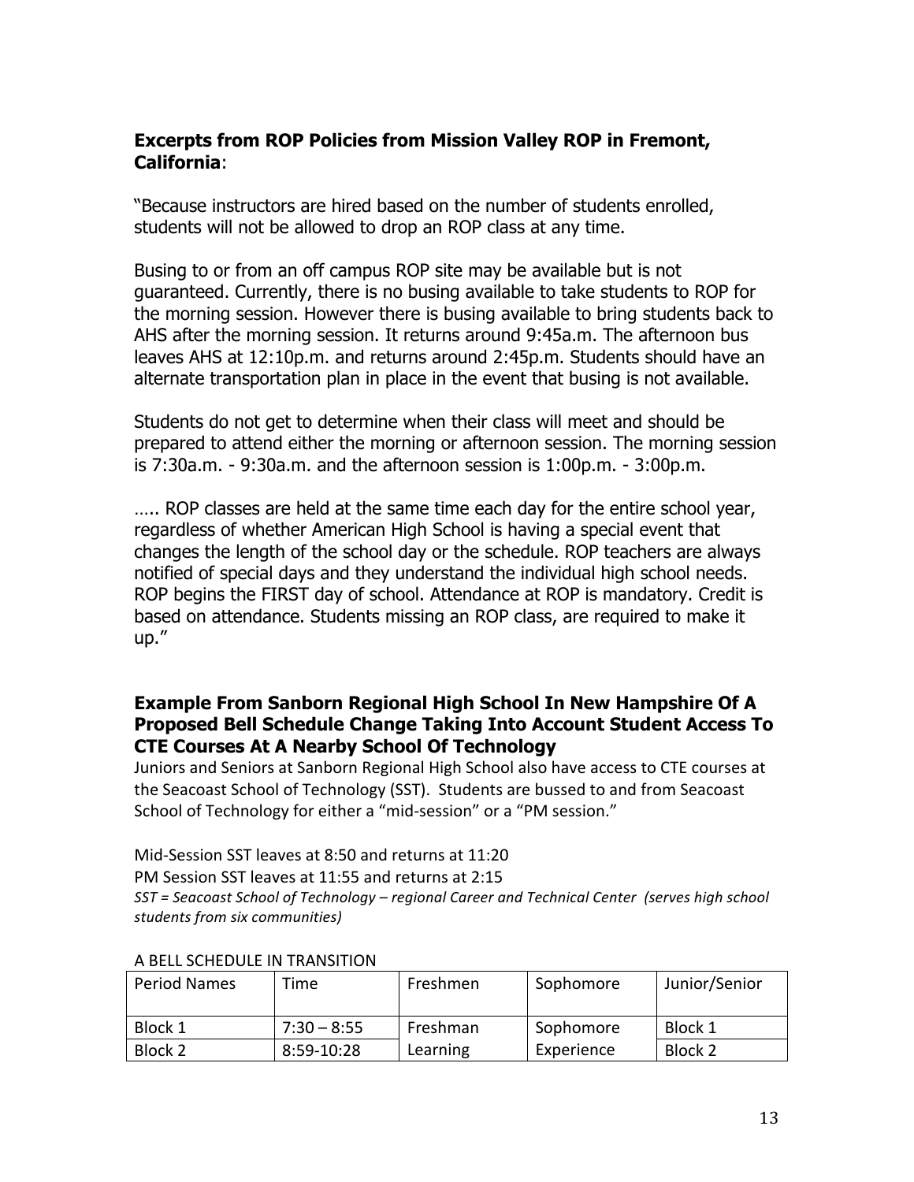### **Excerpts from ROP Policies from Mission Valley ROP in Fremont, California**:

"Because instructors are hired based on the number of students enrolled, students will not be allowed to drop an ROP class at any time.

Busing to or from an off campus ROP site may be available but is not guaranteed. Currently, there is no busing available to take students to ROP for the morning session. However there is busing available to bring students back to AHS after the morning session. It returns around 9:45a.m. The afternoon bus leaves AHS at 12:10p.m. and returns around 2:45p.m. Students should have an alternate transportation plan in place in the event that busing is not available.

Students do not get to determine when their class will meet and should be prepared to attend either the morning or afternoon session. The morning session is 7:30a.m. - 9:30a.m. and the afternoon session is 1:00p.m. - 3:00p.m.

….. ROP classes are held at the same time each day for the entire school year, regardless of whether American High School is having a special event that changes the length of the school day or the schedule. ROP teachers are always notified of special days and they understand the individual high school needs. ROP begins the FIRST day of school. Attendance at ROP is mandatory. Credit is based on attendance. Students missing an ROP class, are required to make it up."

### **Example From Sanborn Regional High School In New Hampshire Of A Proposed Bell Schedule Change Taking Into Account Student Access To CTE Courses At A Nearby School Of Technology**

Juniors and Seniors at Sanborn Regional High School also have access to CTE courses at the Seacoast School of Technology (SST). Students are bussed to and from Seacoast School of Technology for either a "mid-session" or a "PM session."

Mid-Session SST leaves at 8:50 and returns at 11:20
PM Session SST leaves at 11:55 and returns at 2:15
*SST = Seacoast School of Technology – regional Career and Technical Center (serves high school students from six communities)*

A BELL SCHEDULE IN TRANSITION

| Period Names | Time | Freshmen | Sophomore | Junior/Senior |
|---|---|---|---|---|
| Block 1 | 7:30 – 8:55 | Freshman Learning | Sophomore Experience | Block 1 |
| Block 2 | 8:59-10:28 | | | Block 2 |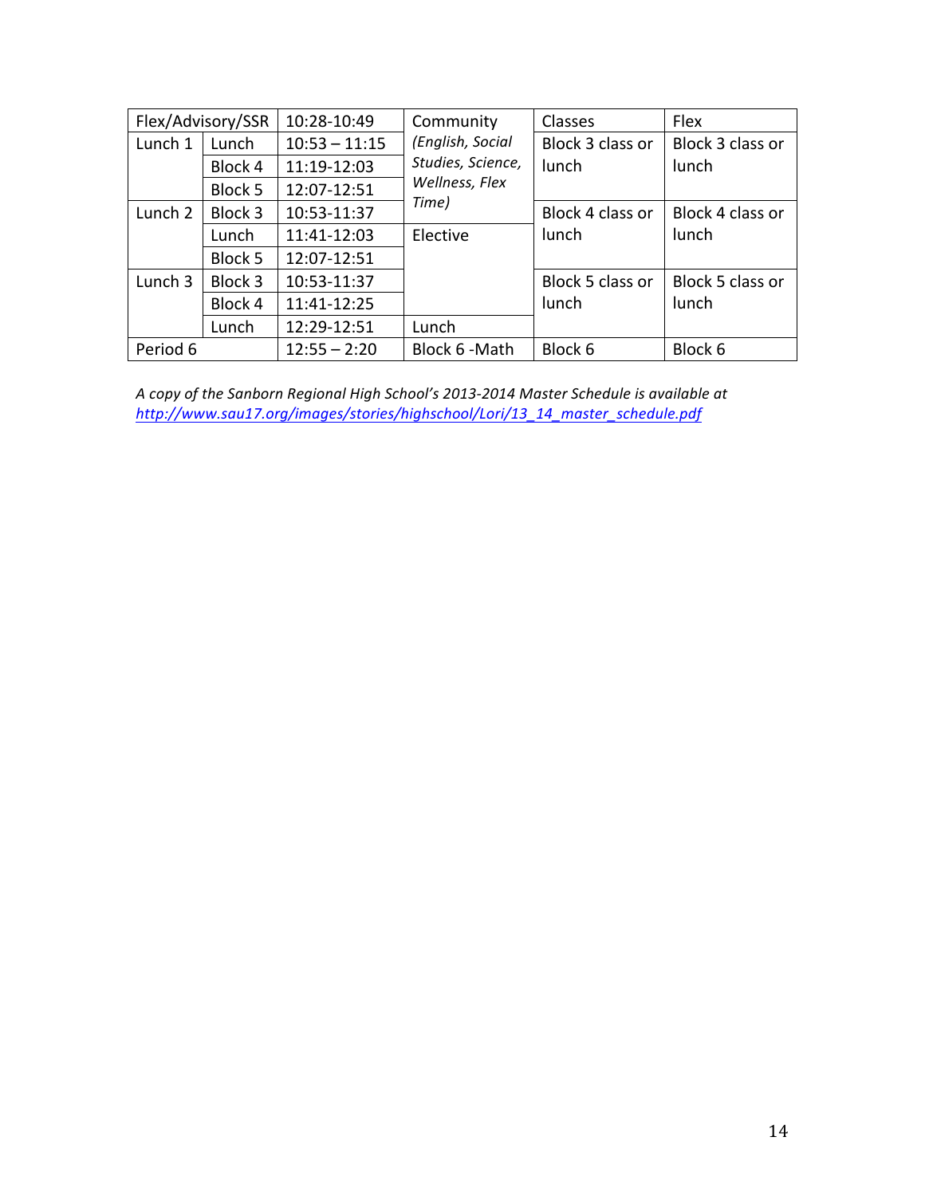| | | | | | |
|---|---|---|---|---|---|
| Flex/Advisory/SSR | | 10:28-10:49 | Community *(English, Social Studies, Science, Wellness, Flex Time)* | Classes | Flex |
| Lunch 1 | Lunch | 10:53 – 11:15 | | Block 3 class or lunch | Block 3 class or lunch |
| | Block 4 | 11:19-12:03 | | | |
| | Block 5 | 12:07-12:51 | | | |
| Lunch 2 | Block 3 | 10:53-11:37 | | Block 4 class or lunch | Block 4 class or lunch |
| | Lunch | 11:41-12:03 | Elective | | |
| | Block 5 | 12:07-12:51 | | | |
| Lunch 3 | Block 3 | 10:53-11:37 | | Block 5 class or lunch | Block 5 class or lunch |
| | Block 4 | 11:41-12:25 | | | |
| | Lunch | 12:29-12:51 | Lunch | | |
| Period 6 | | 12:55 – 2:20 | Block 6 -Math | Block 6 | Block 6 |

*A copy of the Sanborn Regional High School's 2013-2014 Master Schedule is available at [http://www.sau17.org/images/stories/highschool/Lori/13_14_master_schedule.pdf](http://www.sau17.org/images/stories/highschool/Lori/13_14_master_schedule.pdf)*